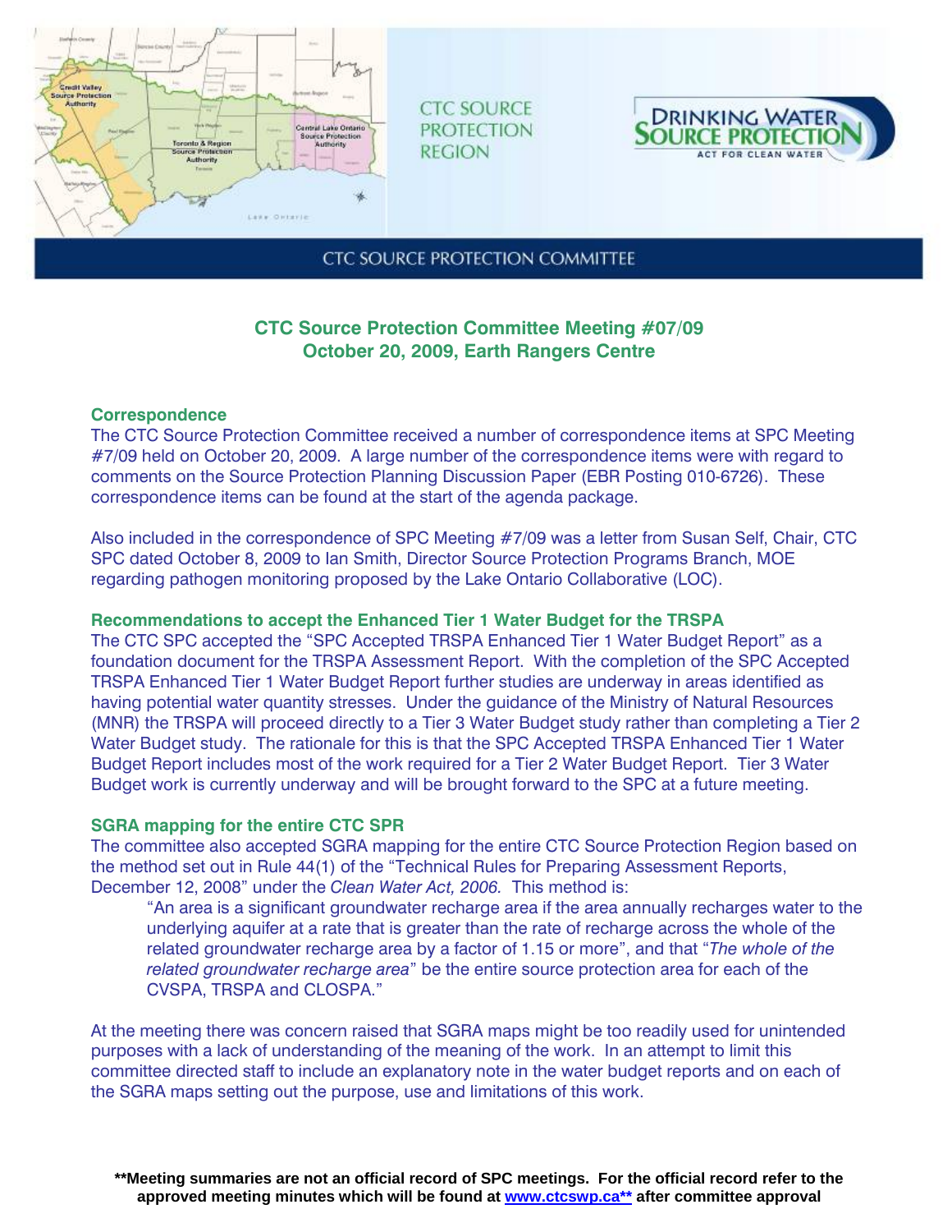CTC SOURCE PROTECTION REGION

DRINKING WATER SOURCE PROTECTION — ACT FOR CLEAN WATER

CTC SOURCE PROTECTION COMMITTEE

## CTC Source Protection Committee Meeting #07/09
## October 20, 2009, Earth Rangers Centre

### Correspondence

The CTC Source Protection Committee received a number of correspondence items at SPC Meeting #7/09 held on October 20, 2009. A large number of the correspondence items were with regard to comments on the Source Protection Planning Discussion Paper (EBR Posting 010-6726). These correspondence items can be found at the start of the agenda package.

Also included in the correspondence of SPC Meeting #7/09 was a letter from Susan Self, Chair, CTC SPC dated October 8, 2009 to Ian Smith, Director Source Protection Programs Branch, MOE regarding pathogen monitoring proposed by the Lake Ontario Collaborative (LOC).

### Recommendations to accept the Enhanced Tier 1 Water Budget for the TRSPA

The CTC SPC accepted the "SPC Accepted TRSPA Enhanced Tier 1 Water Budget Report" as a foundation document for the TRSPA Assessment Report. With the completion of the SPC Accepted TRSPA Enhanced Tier 1 Water Budget Report further studies are underway in areas identified as having potential water quantity stresses. Under the guidance of the Ministry of Natural Resources (MNR) the TRSPA will proceed directly to a Tier 3 Water Budget study rather than completing a Tier 2 Water Budget study. The rationale for this is that the SPC Accepted TRSPA Enhanced Tier 1 Water Budget Report includes most of the work required for a Tier 2 Water Budget Report. Tier 3 Water Budget work is currently underway and will be brought forward to the SPC at a future meeting.

### SGRA mapping for the entire CTC SPR

The committee also accepted SGRA mapping for the entire CTC Source Protection Region based on the method set out in Rule 44(1) of the "Technical Rules for Preparing Assessment Reports, December 12, 2008" under the *Clean Water Act, 2006*. This method is:

> "An area is a significant groundwater recharge area if the area annually recharges water to the underlying aquifer at a rate that is greater than the rate of recharge across the whole of the related groundwater recharge area by a factor of 1.15 or more", and that "*The whole of the related groundwater recharge area*" be the entire source protection area for each of the CVSPA, TRSPA and CLOSPA."

At the meeting there was concern raised that SGRA maps might be too readily used for unintended purposes with a lack of understanding of the meaning of the work. In an attempt to limit this committee directed staff to include an explanatory note in the water budget reports and on each of the SGRA maps setting out the purpose, use and limitations of this work.

**\*\*Meeting summaries are not an official record of SPC meetings. For the official record refer to the approved meeting minutes which will be found at [www.ctcswp.ca\*\*](http://www.ctcswp.ca) after committee approval**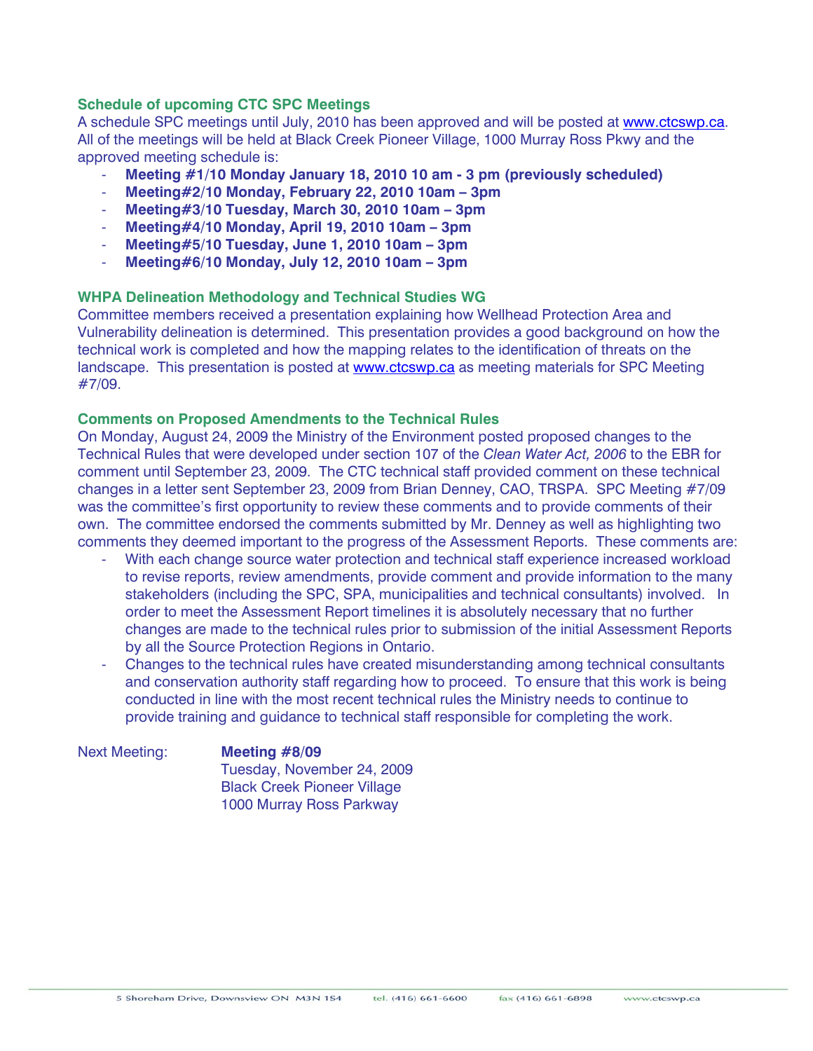### Schedule of upcoming CTC SPC Meetings

A schedule SPC meetings until July, 2010 has been approved and will be posted at www.ctcswp.ca. All of the meetings will be held at Black Creek Pioneer Village, 1000 Murray Ross Pkwy and the approved meeting schedule is:

- **Meeting #1/10 Monday January 18, 2010 10 am - 3 pm (previously scheduled)**
- **Meeting#2/10 Monday, February 22, 2010 10am – 3pm**
- **Meeting#3/10 Tuesday, March 30, 2010 10am – 3pm**
- **Meeting#4/10 Monday, April 19, 2010 10am – 3pm**
- **Meeting#5/10 Tuesday, June 1, 2010 10am – 3pm**
- **Meeting#6/10 Monday, July 12, 2010 10am – 3pm**

### WHPA Delineation Methodology and Technical Studies WG

Committee members received a presentation explaining how Wellhead Protection Area and Vulnerability delineation is determined. This presentation provides a good background on how the technical work is completed and how the mapping relates to the identification of threats on the landscape. This presentation is posted at www.ctcswp.ca as meeting materials for SPC Meeting #7/09.

### Comments on Proposed Amendments to the Technical Rules

On Monday, August 24, 2009 the Ministry of the Environment posted proposed changes to the Technical Rules that were developed under section 107 of the *Clean Water Act, 2006* to the EBR for comment until September 23, 2009. The CTC technical staff provided comment on these technical changes in a letter sent September 23, 2009 from Brian Denney, CAO, TRSPA. SPC Meeting #7/09 was the committee's first opportunity to review these comments and to provide comments of their own. The committee endorsed the comments submitted by Mr. Denney as well as highlighting two comments they deemed important to the progress of the Assessment Reports. These comments are:

- With each change source water protection and technical staff experience increased workload to revise reports, review amendments, provide comment and provide information to the many stakeholders (including the SPC, SPA, municipalities and technical consultants) involved. In order to meet the Assessment Report timelines it is absolutely necessary that no further changes are made to the technical rules prior to submission of the initial Assessment Reports by all the Source Protection Regions in Ontario.
- Changes to the technical rules have created misunderstanding among technical consultants and conservation authority staff regarding how to proceed. To ensure that this work is being conducted in line with the most recent technical rules the Ministry needs to continue to provide training and guidance to technical staff responsible for completing the work.

Next Meeting: **Meeting #8/09**
Tuesday, November 24, 2009
Black Creek Pioneer Village
1000 Murray Ross Parkway